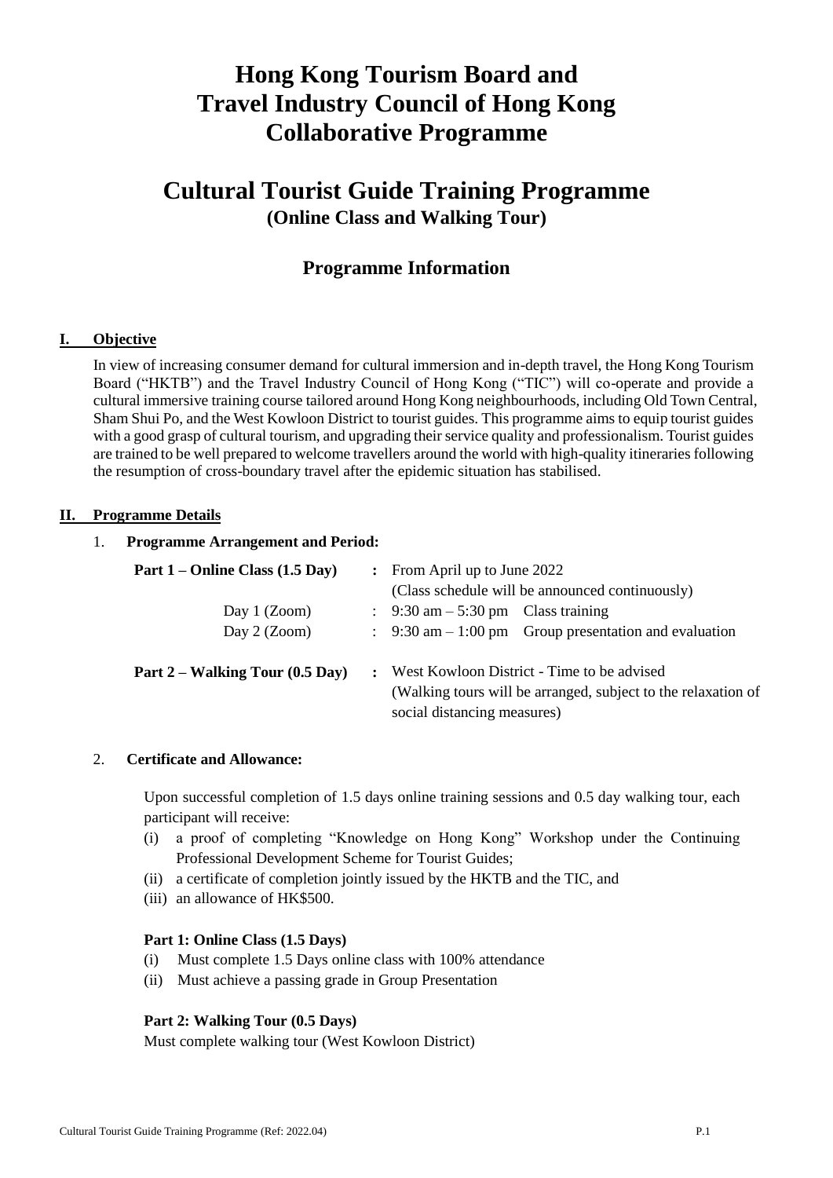# Hong Kong Tourism Board and Travel Industry Council of Hong Kong Collaborative Programme

# Cultural Tourist Guide Training Programme

**(Online Class and Walking Tour)**

## Programme Information

### I. Objective

In view of increasing consumer demand for cultural immersion and in-depth travel, the Hong Kong Tourism Board ("HKTB") and the Travel Industry Council of Hong Kong ("TIC") will co-operate and provide a cultural immersive training course tailored around Hong Kong neighbourhoods, including Old Town Central, Sham Shui Po, and the West Kowloon District to tourist guides. This programme aims to equip tourist guides with a good grasp of cultural tourism, and upgrading their service quality and professionalism. Tourist guides are trained to be well prepared to welcome travellers around the world with high-quality itineraries following the resumption of cross-boundary travel after the epidemic situation has stabilised.

### II. Programme Details

1. **Programme Arrangement and Period:**

| | | |
|---|---|---|
| **Part 1 – Online Class (1.5 Day)** | **:** | From April up to June 2022 (Class schedule will be announced continuously) |
| Day 1 (Zoom) | : | 9:30 am – 5:30 pm Class training |
| Day 2 (Zoom) | : | 9:30 am – 1:00 pm Group presentation and evaluation |
| **Part 2 – Walking Tour (0.5 Day)** | **:** | West Kowloon District - Time to be advised (Walking tours will be arranged, subject to the relaxation of social distancing measures) |

2. **Certificate and Allowance:**

Upon successful completion of 1.5 days online training sessions and 0.5 day walking tour, each participant will receive:

(i) a proof of completing "Knowledge on Hong Kong" Workshop under the Continuing Professional Development Scheme for Tourist Guides;

(ii) a certificate of completion jointly issued by the HKTB and the TIC, and

(iii) an allowance of HK$500.

**Part 1: Online Class (1.5 Days)**

(i) Must complete 1.5 Days online class with 100% attendance

(ii) Must achieve a passing grade in Group Presentation

**Part 2: Walking Tour (0.5 Days)**

Must complete walking tour (West Kowloon District)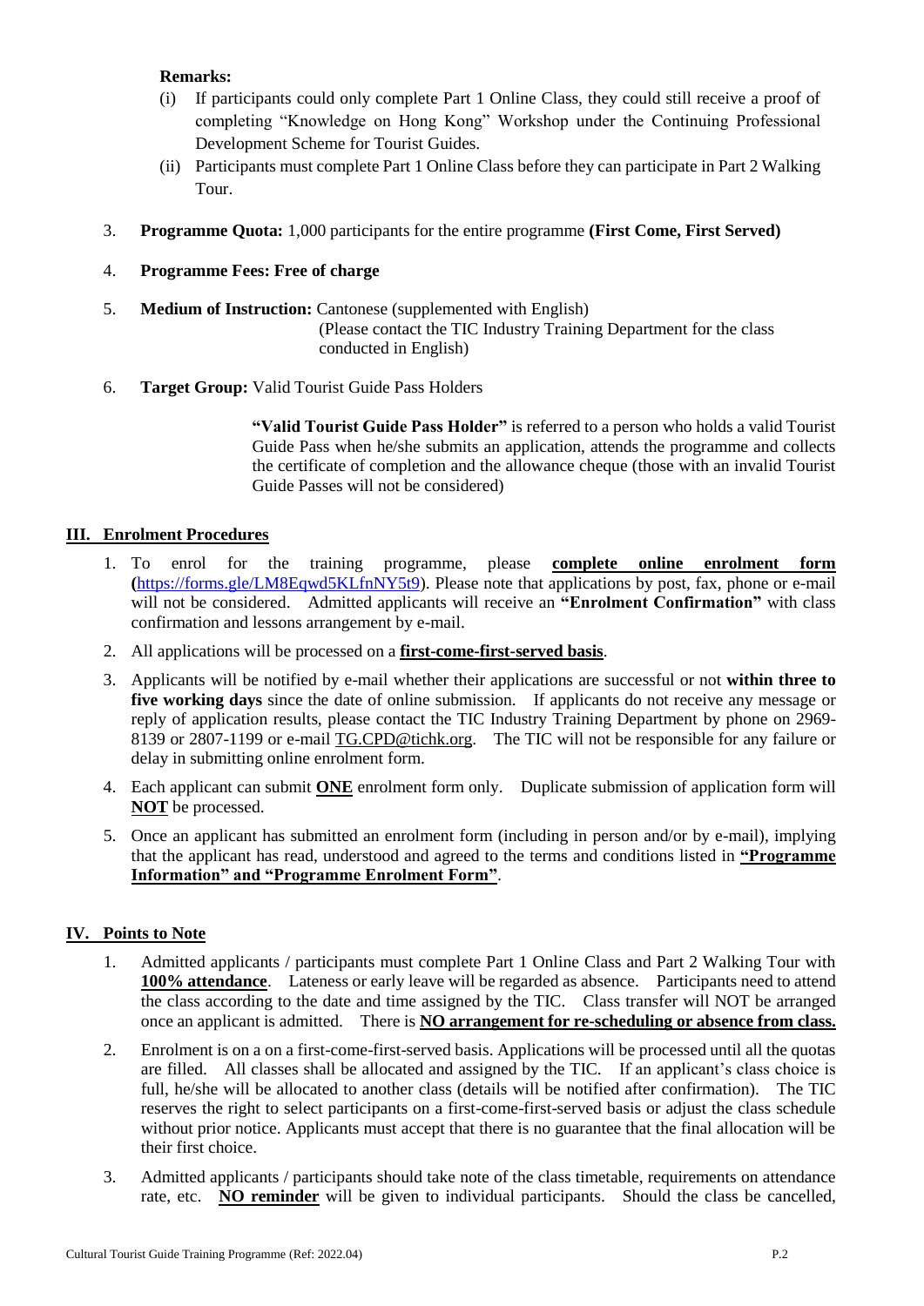**Remarks:**

(i) If participants could only complete Part 1 Online Class, they could still receive a proof of completing "Knowledge on Hong Kong" Workshop under the Continuing Professional Development Scheme for Tourist Guides.

(ii) Participants must complete Part 1 Online Class before they can participate in Part 2 Walking Tour.

3. **Programme Quota:** 1,000 participants for the entire programme **(First Come, First Served)**

4. **Programme Fees: Free of charge**

5. **Medium of Instruction:** Cantonese (supplemented with English)
   (Please contact the TIC Industry Training Department for the class conducted in English)

6. **Target Group:** Valid Tourist Guide Pass Holders

   **"Valid Tourist Guide Pass Holder"** is referred to a person who holds a valid Tourist Guide Pass when he/she submits an application, attends the programme and collects the certificate of completion and the allowance cheque (those with an invalid Tourist Guide Passes will not be considered)

## III. Enrolment Procedures

1. To enrol for the training programme, please **complete online enrolment form** (https://forms.gle/LM8Eqwd5KLfnNY5t9). Please note that applications by post, fax, phone or e-mail will not be considered. Admitted applicants will receive an **"Enrolment Confirmation"** with class confirmation and lessons arrangement by e-mail.
2. All applications will be processed on a **first-come-first-served basis**.
3. Applicants will be notified by e-mail whether their applications are successful or not **within three to five working days** since the date of online submission. If applicants do not receive any message or reply of application results, please contact the TIC Industry Training Department by phone on 2969-8139 or 2807-1199 or e-mail TG.CPD@tichk.org. The TIC will not be responsible for any failure or delay in submitting online enrolment form.
4. Each applicant can submit **ONE** enrolment form only. Duplicate submission of application form will **NOT** be processed.
5. Once an applicant has submitted an enrolment form (including in person and/or by e-mail), implying that the applicant has read, understood and agreed to the terms and conditions listed in **"Programme Information" and "Programme Enrolment Form"**.

## IV. Points to Note

1. Admitted applicants / participants must complete Part 1 Online Class and Part 2 Walking Tour with **100% attendance**. Lateness or early leave will be regarded as absence. Participants need to attend the class according to the date and time assigned by the TIC. Class transfer will NOT be arranged once an applicant is admitted. There is **NO arrangement for re-scheduling or absence from class.**
2. Enrolment is on a on a first-come-first-served basis. Applications will be processed until all the quotas are filled. All classes shall be allocated and assigned by the TIC. If an applicant's class choice is full, he/she will be allocated to another class (details will be notified after confirmation). The TIC reserves the right to select participants on a first-come-first-served basis or adjust the class schedule without prior notice. Applicants must accept that there is no guarantee that the final allocation will be their first choice.
3. Admitted applicants / participants should take note of the class timetable, requirements on attendance rate, etc. **NO reminder** will be given to individual participants. Should the class be cancelled,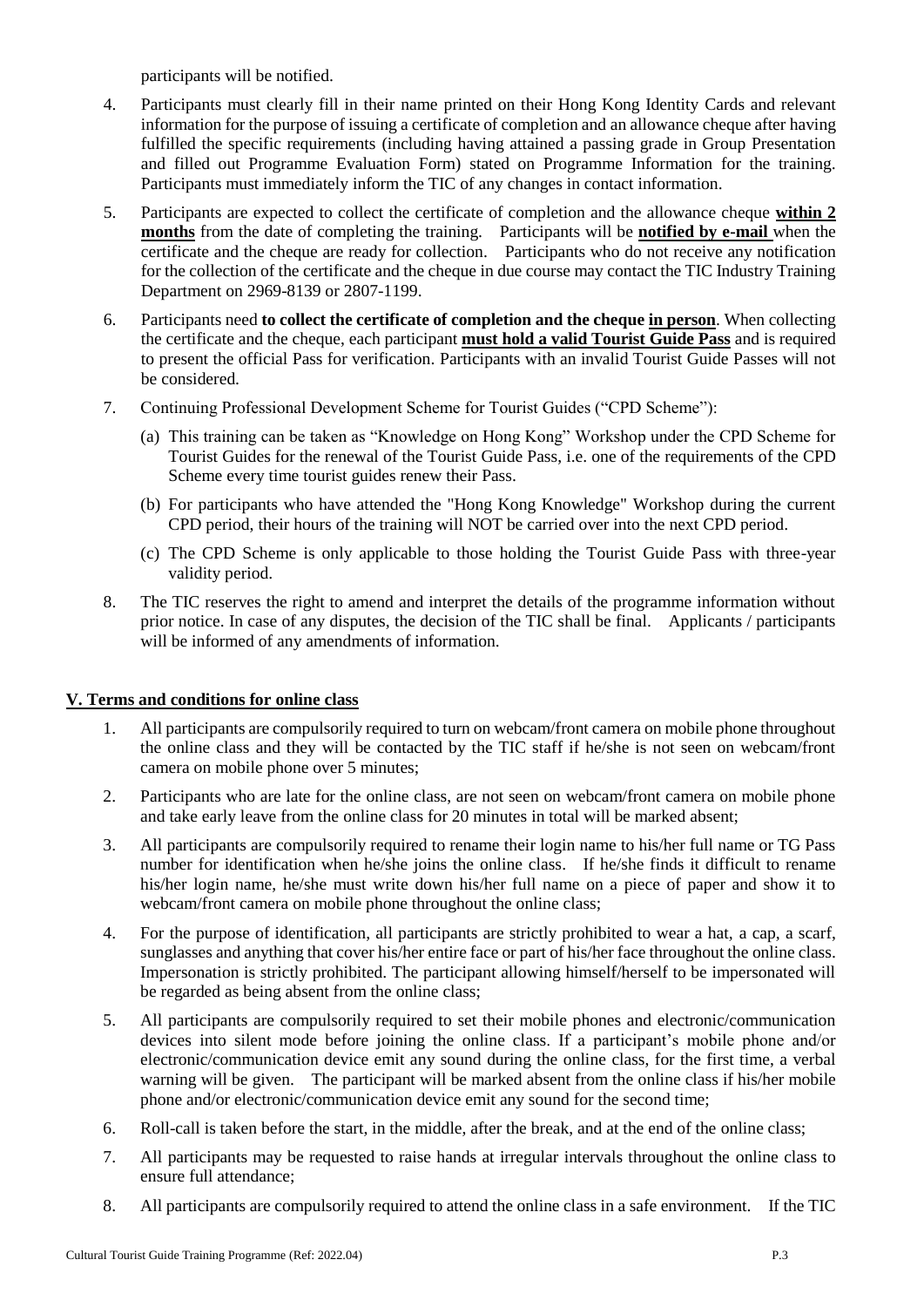participants will be notified.

4. Participants must clearly fill in their name printed on their Hong Kong Identity Cards and relevant information for the purpose of issuing a certificate of completion and an allowance cheque after having fulfilled the specific requirements (including having attained a passing grade in Group Presentation and filled out Programme Evaluation Form) stated on Programme Information for the training. Participants must immediately inform the TIC of any changes in contact information.
5. Participants are expected to collect the certificate of completion and the allowance cheque **within 2 months** from the date of completing the training. Participants will be **notified by e-mail** when the certificate and the cheque are ready for collection. Participants who do not receive any notification for the collection of the certificate and the cheque in due course may contact the TIC Industry Training Department on 2969-8139 or 2807-1199.
6. Participants need **to collect the certificate of completion and the cheque in person**. When collecting the certificate and the cheque, each participant **must hold a valid Tourist Guide Pass** and is required to present the official Pass for verification. Participants with an invalid Tourist Guide Passes will not be considered.
7. Continuing Professional Development Scheme for Tourist Guides ("CPD Scheme"):
   (a) This training can be taken as "Knowledge on Hong Kong" Workshop under the CPD Scheme for Tourist Guides for the renewal of the Tourist Guide Pass, i.e. one of the requirements of the CPD Scheme every time tourist guides renew their Pass.
   (b) For participants who have attended the "Hong Kong Knowledge" Workshop during the current CPD period, their hours of the training will NOT be carried over into the next CPD period.
   (c) The CPD Scheme is only applicable to those holding the Tourist Guide Pass with three-year validity period.
8. The TIC reserves the right to amend and interpret the details of the programme information without prior notice. In case of any disputes, the decision of the TIC shall be final. Applicants / participants will be informed of any amendments of information.

## V. Terms and conditions for online class

1. All participants are compulsorily required to turn on webcam/front camera on mobile phone throughout the online class and they will be contacted by the TIC staff if he/she is not seen on webcam/front camera on mobile phone over 5 minutes;
2. Participants who are late for the online class, are not seen on webcam/front camera on mobile phone and take early leave from the online class for 20 minutes in total will be marked absent;
3. All participants are compulsorily required to rename their login name to his/her full name or TG Pass number for identification when he/she joins the online class. If he/she finds it difficult to rename his/her login name, he/she must write down his/her full name on a piece of paper and show it to webcam/front camera on mobile phone throughout the online class;
4. For the purpose of identification, all participants are strictly prohibited to wear a hat, a cap, a scarf, sunglasses and anything that cover his/her entire face or part of his/her face throughout the online class. Impersonation is strictly prohibited. The participant allowing himself/herself to be impersonated will be regarded as being absent from the online class;
5. All participants are compulsorily required to set their mobile phones and electronic/communication devices into silent mode before joining the online class. If a participant's mobile phone and/or electronic/communication device emit any sound during the online class, for the first time, a verbal warning will be given. The participant will be marked absent from the online class if his/her mobile phone and/or electronic/communication device emit any sound for the second time;
6. Roll-call is taken before the start, in the middle, after the break, and at the end of the online class;
7. All participants may be requested to raise hands at irregular intervals throughout the online class to ensure full attendance;
8. All participants are compulsorily required to attend the online class in a safe environment. If the TIC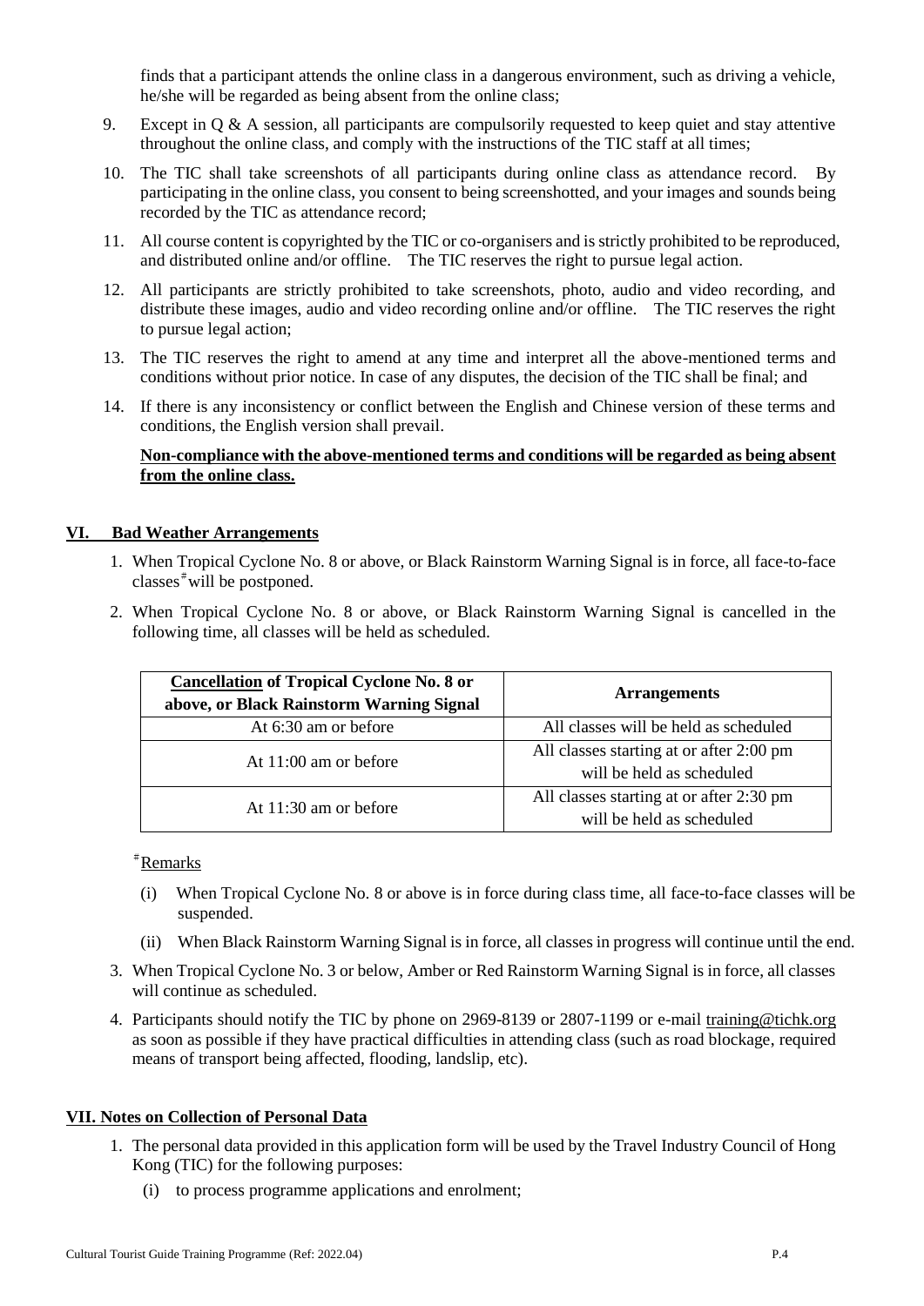finds that a participant attends the online class in a dangerous environment, such as driving a vehicle, he/she will be regarded as being absent from the online class;

9. Except in Q & A session, all participants are compulsorily requested to keep quiet and stay attentive throughout the online class, and comply with the instructions of the TIC staff at all times;
10. The TIC shall take screenshots of all participants during online class as attendance record. By participating in the online class, you consent to being screenshotted, and your images and sounds being recorded by the TIC as attendance record;
11. All course content is copyrighted by the TIC or co-organisers and is strictly prohibited to be reproduced, and distributed online and/or offline. The TIC reserves the right to pursue legal action.
12. All participants are strictly prohibited to take screenshots, photo, audio and video recording, and distribute these images, audio and video recording online and/or offline. The TIC reserves the right to pursue legal action;
13. The TIC reserves the right to amend at any time and interpret all the above-mentioned terms and conditions without prior notice. In case of any disputes, the decision of the TIC shall be final; and
14. If there is any inconsistency or conflict between the English and Chinese version of these terms and conditions, the English version shall prevail.

**Non-compliance with the above-mentioned terms and conditions will be regarded as being absent from the online class.**

## VI. Bad Weather Arrangements

1. When Tropical Cyclone No. 8 or above, or Black Rainstorm Warning Signal is in force, all face-to-face classes[#] will be postponed.
2. When Tropical Cyclone No. 8 or above, or Black Rainstorm Warning Signal is cancelled in the following time, all classes will be held as scheduled.

| **Cancellation of Tropical Cyclone No. 8 or above, or Black Rainstorm Warning Signal** | **Arrangements** |
|---|---|
| At 6:30 am or before | All classes will be held as scheduled |
| At 11:00 am or before | All classes starting at or after 2:00 pm will be held as scheduled |
| At 11:30 am or before | All classes starting at or after 2:30 pm will be held as scheduled |

[#]Remarks

(i) When Tropical Cyclone No. 8 or above is in force during class time, all face-to-face classes will be suspended.

(ii) When Black Rainstorm Warning Signal is in force, all classes in progress will continue until the end.

3. When Tropical Cyclone No. 3 or below, Amber or Red Rainstorm Warning Signal is in force, all classes will continue as scheduled.
4. Participants should notify the TIC by phone on 2969-8139 or 2807-1199 or e-mail training@tichk.org as soon as possible if they have practical difficulties in attending class (such as road blockage, required means of transport being affected, flooding, landslip, etc).

## VII. Notes on Collection of Personal Data

1. The personal data provided in this application form will be used by the Travel Industry Council of Hong Kong (TIC) for the following purposes:

   (i) to process programme applications and enrolment;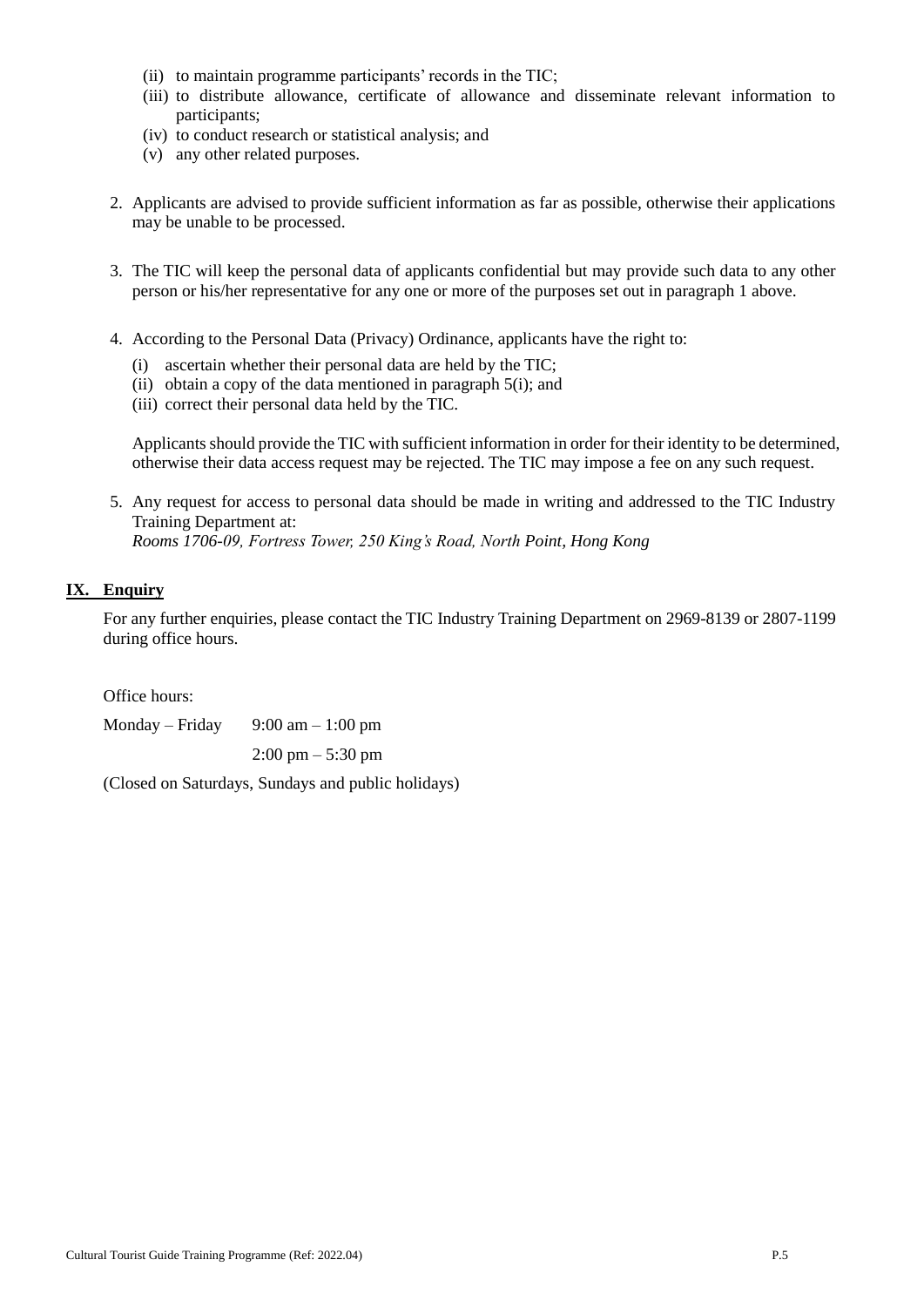(ii) to maintain programme participants' records in the TIC;
(iii) to distribute allowance, certificate of allowance and disseminate relevant information to participants;
(iv) to conduct research or statistical analysis; and
(v) any other related purposes.

2. Applicants are advised to provide sufficient information as far as possible, otherwise their applications may be unable to be processed.

3. The TIC will keep the personal data of applicants confidential but may provide such data to any other person or his/her representative for any one or more of the purposes set out in paragraph 1 above.

4. According to the Personal Data (Privacy) Ordinance, applicants have the right to:

   (i) ascertain whether their personal data are held by the TIC;
   (ii) obtain a copy of the data mentioned in paragraph 5(i); and
   (iii) correct their personal data held by the TIC.

   Applicants should provide the TIC with sufficient information in order for their identity to be determined, otherwise their data access request may be rejected. The TIC may impose a fee on any such request.

5. Any request for access to personal data should be made in writing and addressed to the TIC Industry Training Department at:
   *Rooms 1706-09, Fortress Tower, 250 King's Road, North Point, Hong Kong*

## IX. Enquiry

For any further enquiries, please contact the TIC Industry Training Department on 2969-8139 or 2807-1199 during office hours.

Office hours:

Monday – Friday 9:00 am – 1:00 pm
2:00 pm – 5:30 pm

(Closed on Saturdays, Sundays and public holidays)